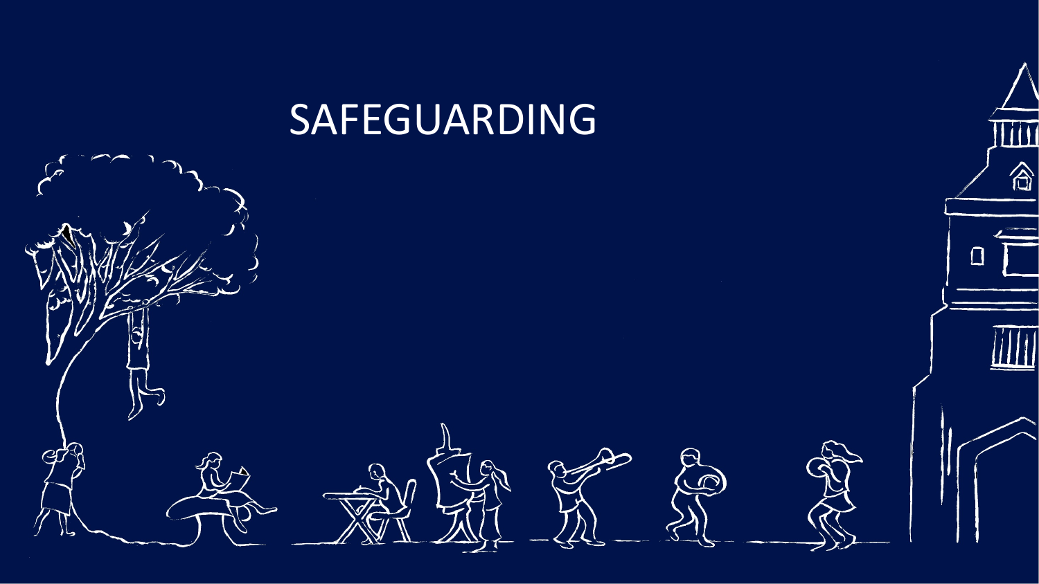# SAFEGUARDING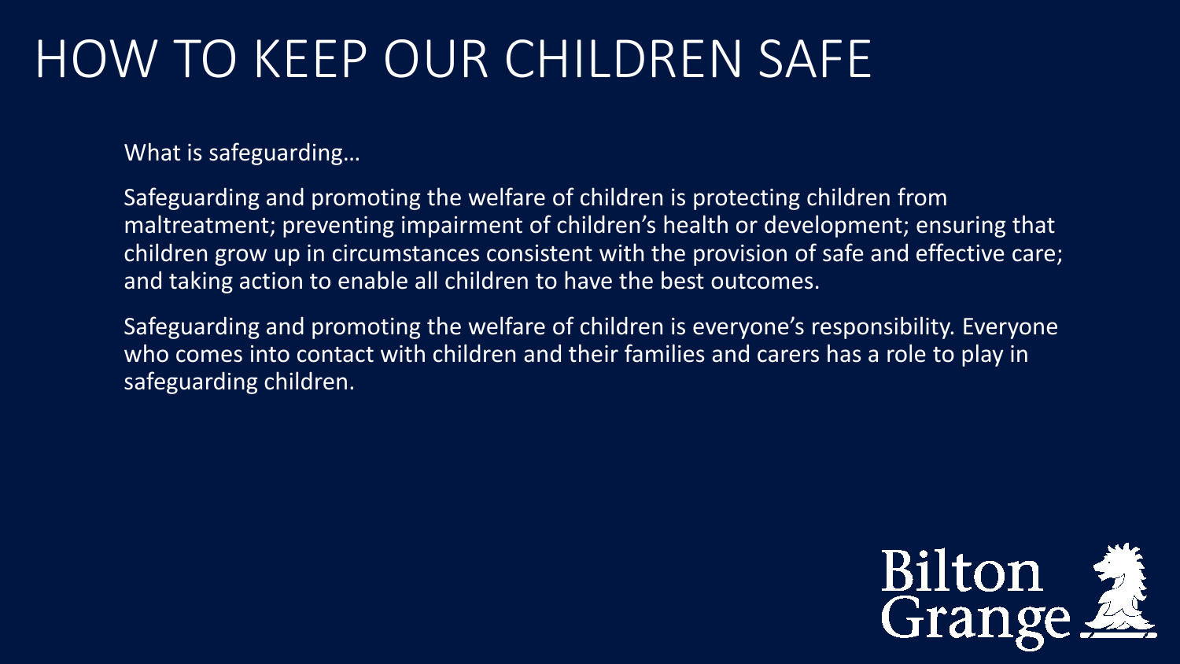# HOW TO KEEP OUR CHILDREN SAFE

What is safeguarding…

Safeguarding and promoting the welfare of children is protecting children from maltreatment; preventing impairment of children's health or development; ensuring that children grow up in circumstances consistent with the provision of safe and effective care; and taking action to enable all children to have the best outcomes.

Safeguarding and promoting the welfare of children is everyone's responsibility. Everyone who comes into contact with children and their families and carers has a role to play in safeguarding children.

Bilton Grange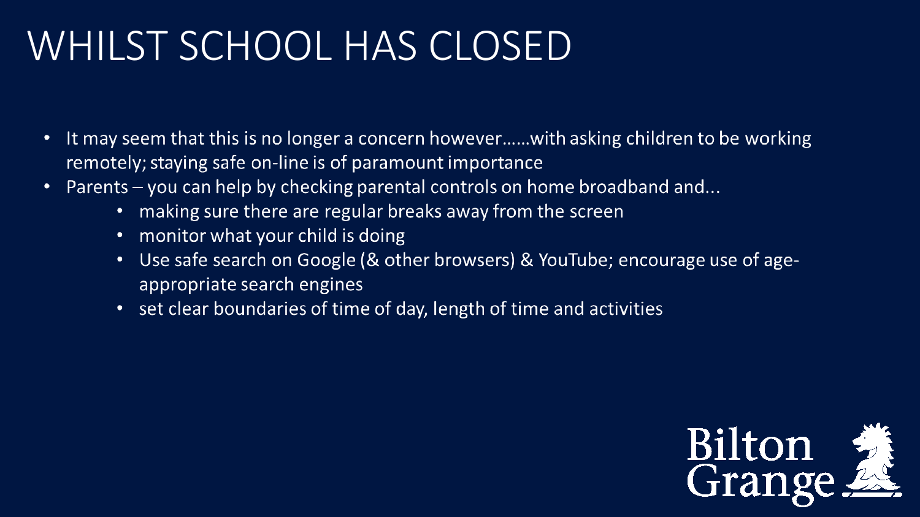# WHILST SCHOOL HAS CLOSED

- It may seem that this is no longer a concern however……with asking children to be working remotely; staying safe on-line is of paramount importance
- Parents – you can help by checking parental controls on home broadband and...
  - making sure there are regular breaks away from the screen
  - monitor what your child is doing
  - Use safe search on Google (& other browsers) & YouTube; encourage use of age-appropriate search engines
  - set clear boundaries of time of day, length of time and activities

Bilton Grange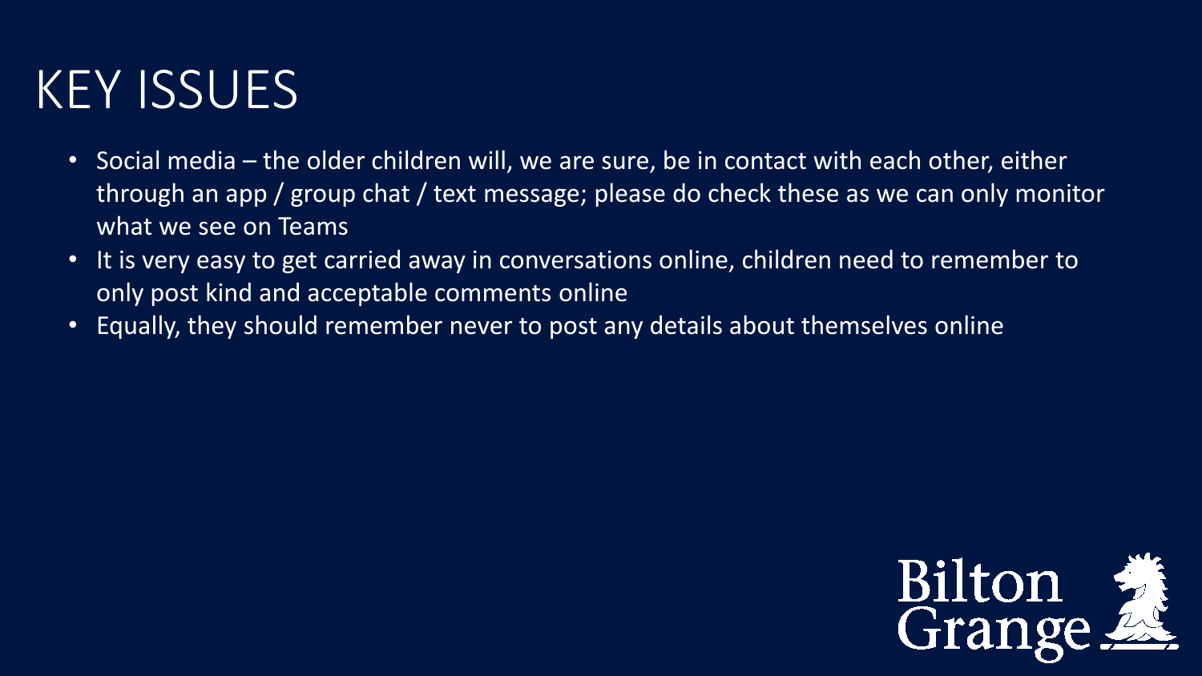# KEY ISSUES

- Social media – the older children will, we are sure, be in contact with each other, either through an app / group chat / text message; please do check these as we can only monitor what we see on Teams
- It is very easy to get carried away in conversations online, children need to remember to only post kind and acceptable comments online
- Equally, they should remember never to post any details about themselves online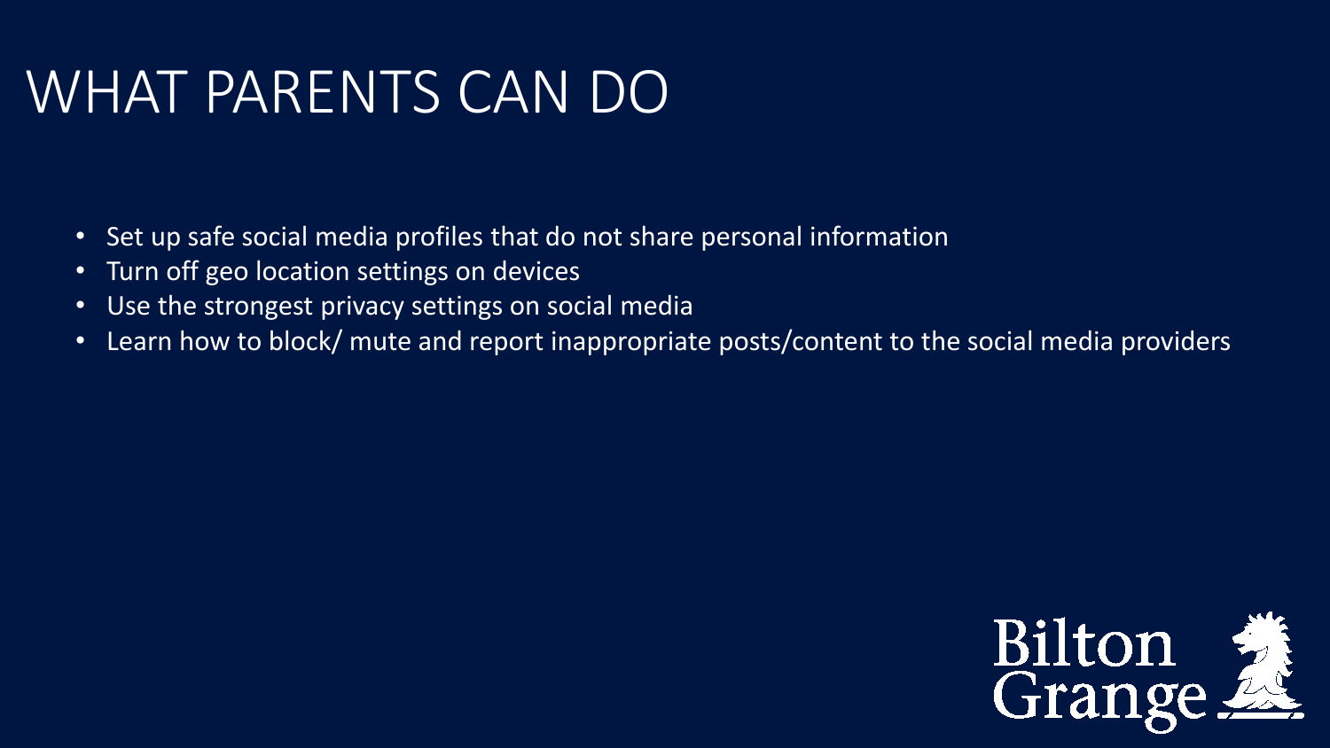# WHAT PARENTS CAN DO

- Set up safe social media profiles that do not share personal information
- Turn off geo location settings on devices
- Use the strongest privacy settings on social media
- Learn how to block/ mute and report inappropriate posts/content to the social media providers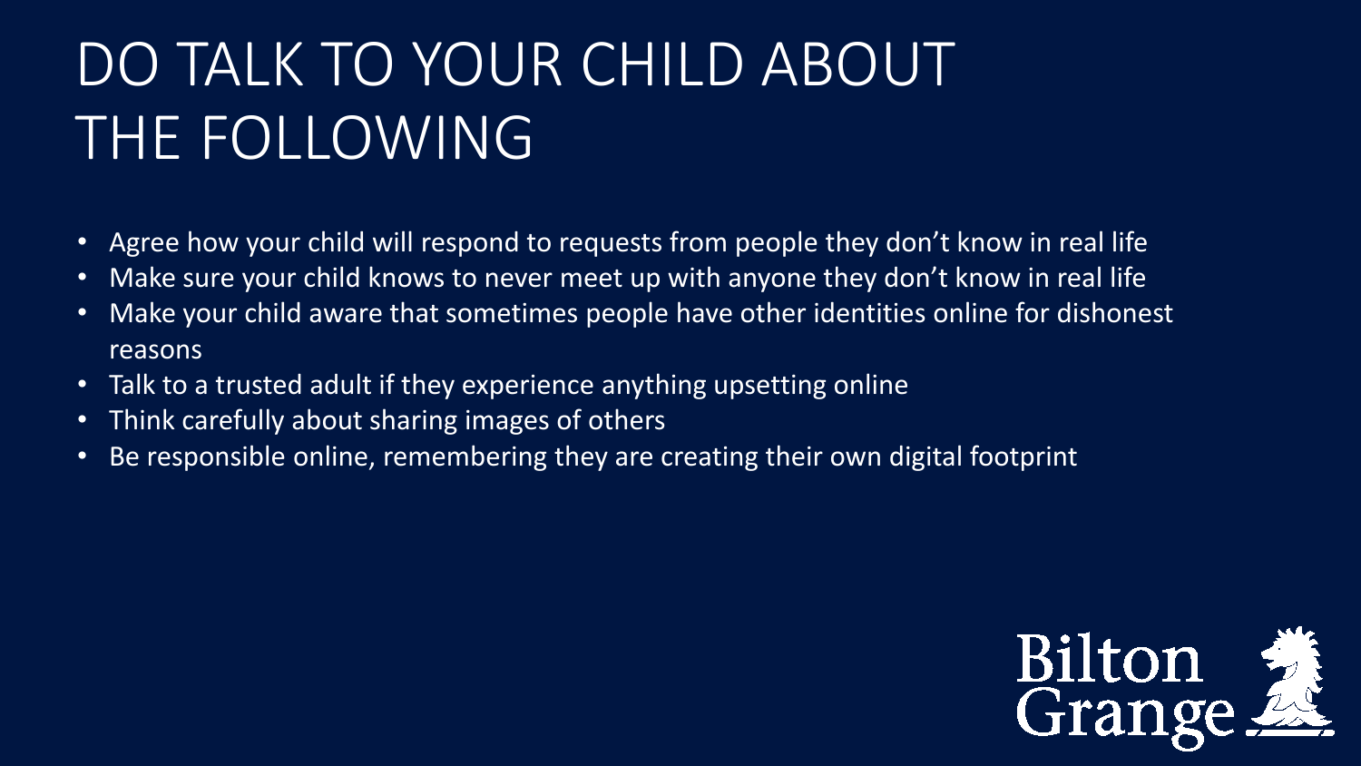# DO TALK TO YOUR CHILD ABOUT THE FOLLOWING

- Agree how your child will respond to requests from people they don't know in real life
- Make sure your child knows to never meet up with anyone they don't know in real life
- Make your child aware that sometimes people have other identities online for dishonest reasons
- Talk to a trusted adult if they experience anything upsetting online
- Think carefully about sharing images of others
- Be responsible online, remembering they are creating their own digital footprint

Bilton Grange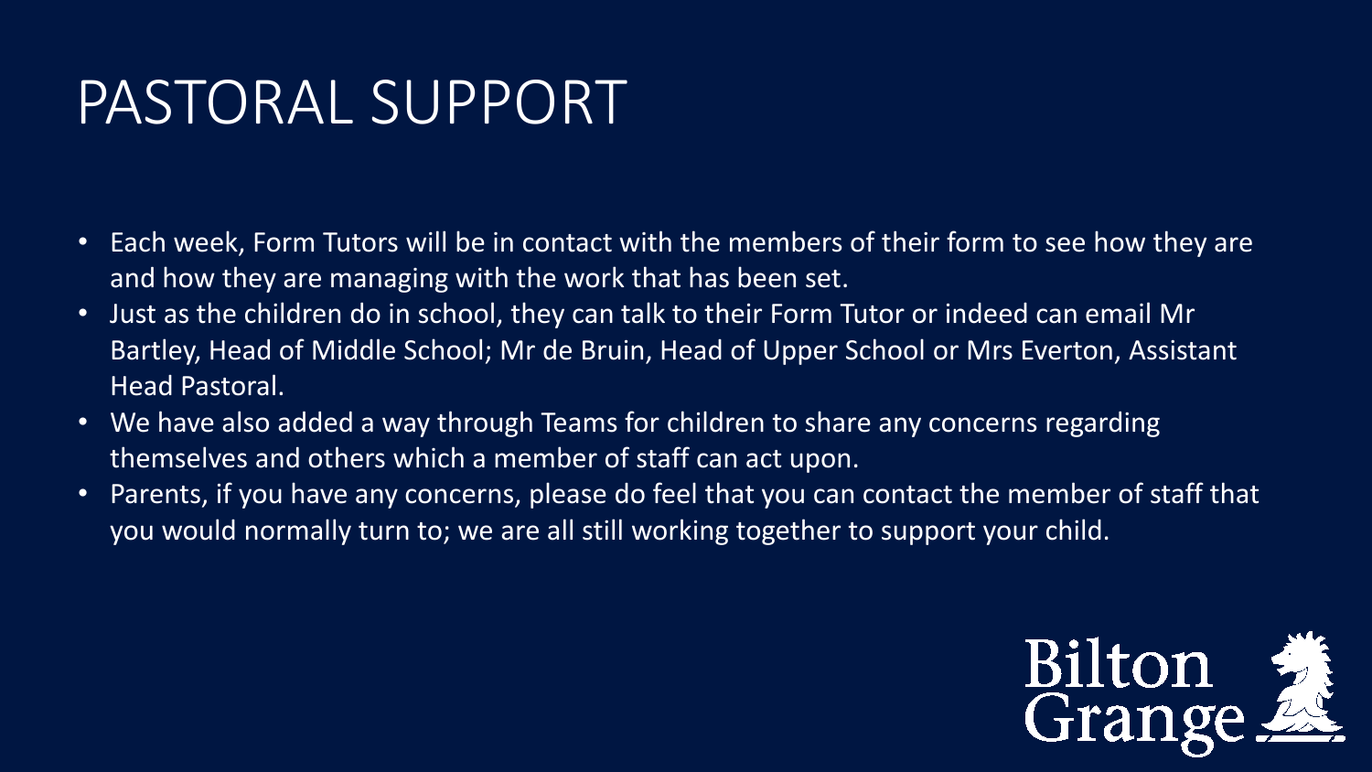# PASTORAL SUPPORT

- Each week, Form Tutors will be in contact with the members of their form to see how they are and how they are managing with the work that has been set.
- Just as the children do in school, they can talk to their Form Tutor or indeed can email Mr Bartley, Head of Middle School; Mr de Bruin, Head of Upper School or Mrs Everton, Assistant Head Pastoral.
- We have also added a way through Teams for children to share any concerns regarding themselves and others which a member of staff can act upon.
- Parents, if you have any concerns, please do feel that you can contact the member of staff that you would normally turn to; we are all still working together to support your child.

Bilton Grange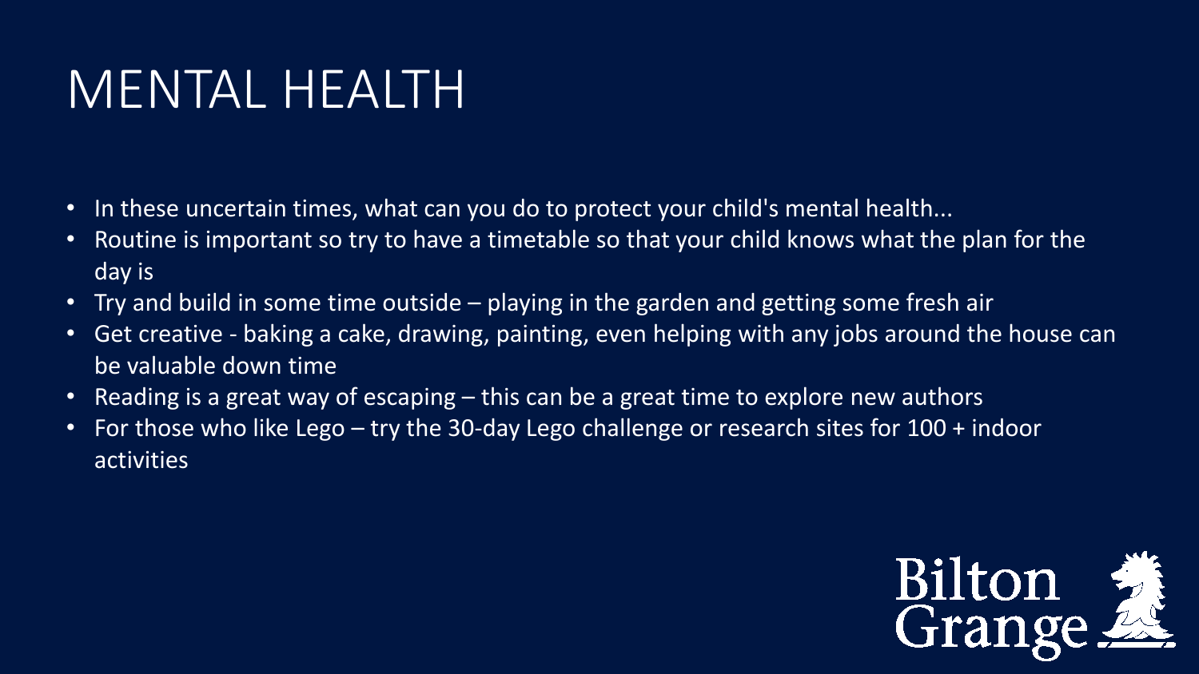# MENTAL HEALTH

- In these uncertain times, what can you do to protect your child's mental health...
- Routine is important so try to have a timetable so that your child knows what the plan for the day is
- Try and build in some time outside – playing in the garden and getting some fresh air
- Get creative - baking a cake, drawing, painting, even helping with any jobs around the house can be valuable down time
- Reading is a great way of escaping – this can be a great time to explore new authors
- For those who like Lego – try the 30-day Lego challenge or research sites for 100 + indoor activities

Bilton Grange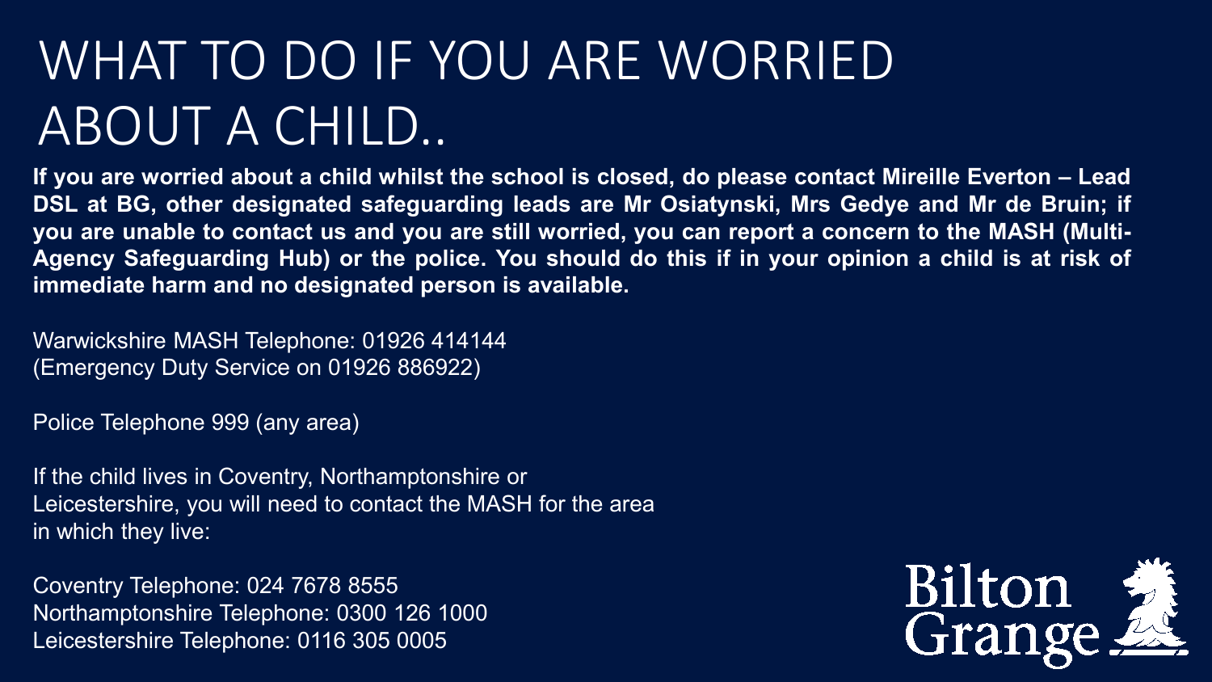# WHAT TO DO IF YOU ARE WORRIED ABOUT A CHILD..

**If you are worried about a child whilst the school is closed, do please contact Mireille Everton – Lead DSL at BG, other designated safeguarding leads are Mr Osiatynski, Mrs Gedye and Mr de Bruin; if you are unable to contact us and you are still worried, you can report a concern to the MASH (Multi-Agency Safeguarding Hub) or the police. You should do this if in your opinion a child is at risk of immediate harm and no designated person is available.**

Warwickshire MASH Telephone: 01926 414144
(Emergency Duty Service on 01926 886922)

Police Telephone 999 (any area)

If the child lives in Coventry, Northamptonshire or Leicestershire, you will need to contact the MASH for the area in which they live:

Coventry Telephone: 024 7678 8555
Northamptonshire Telephone: 0300 126 1000
Leicestershire Telephone: 0116 305 0005

Bilton Grange